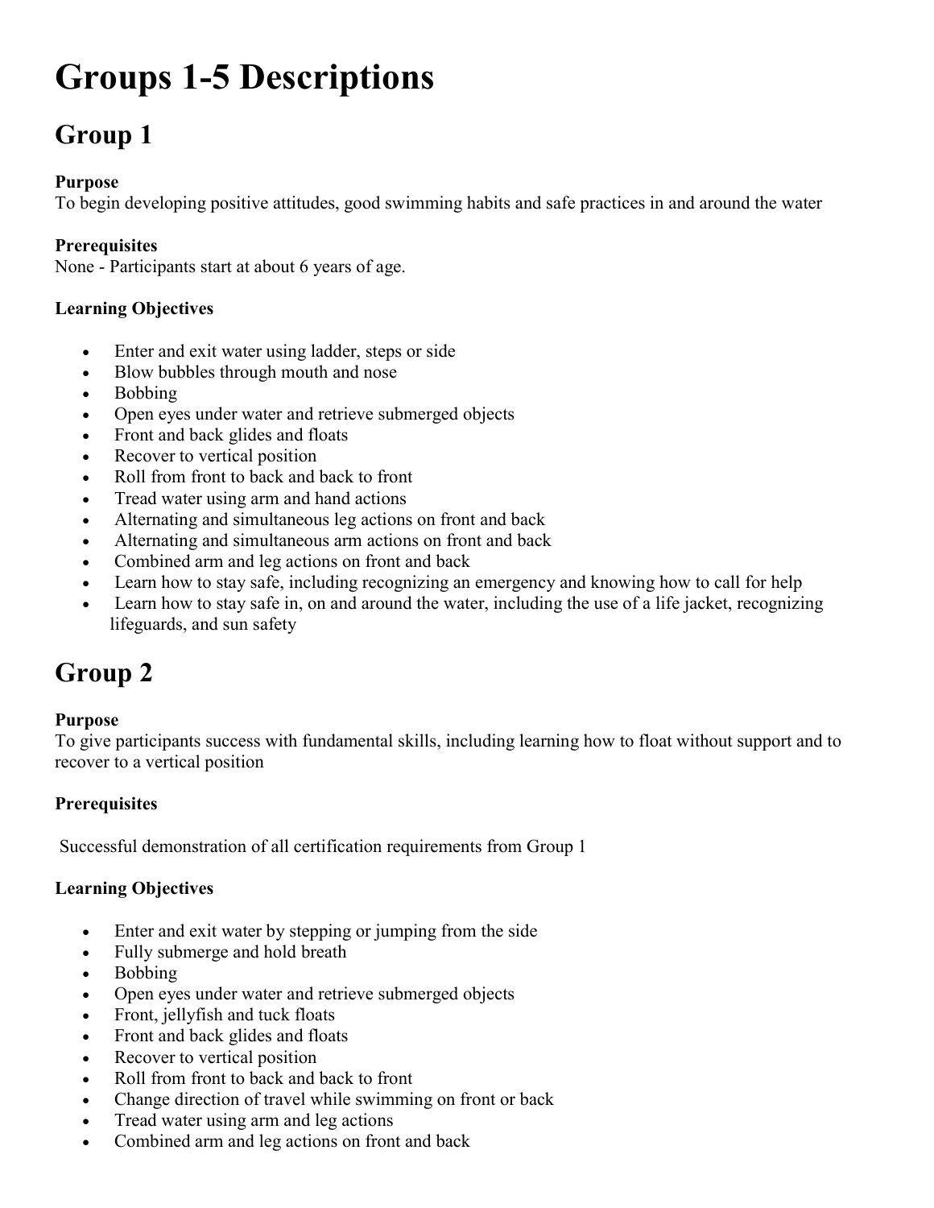# Groups 1-5 Descriptions

## Group 1

**Purpose**
To begin developing positive attitudes, good swimming habits and safe practices in and around the water

**Prerequisites**
None - Participants start at about 6 years of age.

**Learning Objectives**

- Enter and exit water using ladder, steps or side
- Blow bubbles through mouth and nose
- Bobbing
- Open eyes under water and retrieve submerged objects
- Front and back glides and floats
- Recover to vertical position
- Roll from front to back and back to front
- Tread water using arm and hand actions
- Alternating and simultaneous leg actions on front and back
- Alternating and simultaneous arm actions on front and back
- Combined arm and leg actions on front and back
- Learn how to stay safe, including recognizing an emergency and knowing how to call for help
- Learn how to stay safe in, on and around the water, including the use of a life jacket, recognizing lifeguards, and sun safety

## Group 2

**Purpose**
To give participants success with fundamental skills, including learning how to float without support and to recover to a vertical position

**Prerequisites**

Successful demonstration of all certification requirements from Group 1

**Learning Objectives**

- Enter and exit water by stepping or jumping from the side
- Fully submerge and hold breath
- Bobbing
- Open eyes under water and retrieve submerged objects
- Front, jellyfish and tuck floats
- Front and back glides and floats
- Recover to vertical position
- Roll from front to back and back to front
- Change direction of travel while swimming on front or back
- Tread water using arm and leg actions
- Combined arm and leg actions on front and back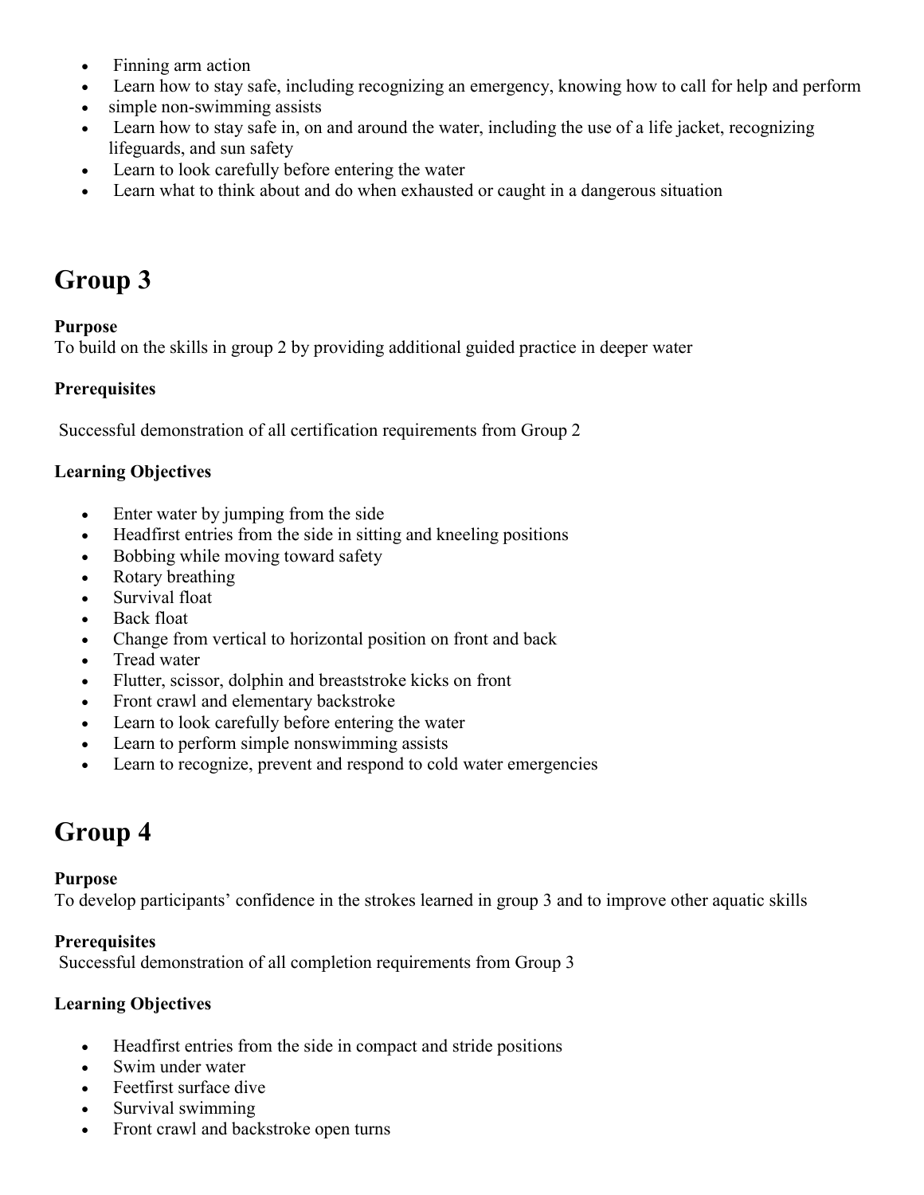- Finning arm action
- Learn how to stay safe, including recognizing an emergency, knowing how to call for help and perform
- simple non-swimming assists
- Learn how to stay safe in, on and around the water, including the use of a life jacket, recognizing lifeguards, and sun safety
- Learn to look carefully before entering the water
- Learn what to think about and do when exhausted or caught in a dangerous situation

# Group 3

**Purpose**
To build on the skills in group 2 by providing additional guided practice in deeper water

**Prerequisites**

Successful demonstration of all certification requirements from Group 2

**Learning Objectives**

- Enter water by jumping from the side
- Headfirst entries from the side in sitting and kneeling positions
- Bobbing while moving toward safety
- Rotary breathing
- Survival float
- Back float
- Change from vertical to horizontal position on front and back
- Tread water
- Flutter, scissor, dolphin and breaststroke kicks on front
- Front crawl and elementary backstroke
- Learn to look carefully before entering the water
- Learn to perform simple nonswimming assists
- Learn to recognize, prevent and respond to cold water emergencies

# Group 4

**Purpose**
To develop participants' confidence in the strokes learned in group 3 and to improve other aquatic skills

**Prerequisites**
Successful demonstration of all completion requirements from Group 3

**Learning Objectives**

- Headfirst entries from the side in compact and stride positions
- Swim under water
- Feetfirst surface dive
- Survival swimming
- Front crawl and backstroke open turns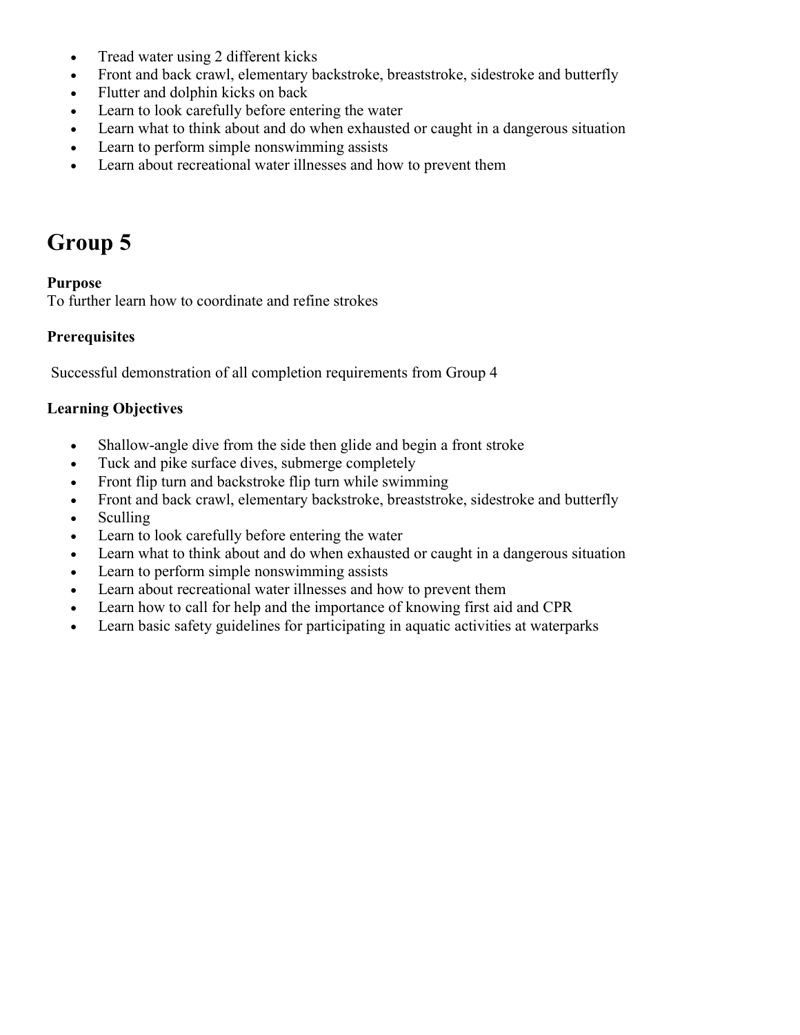- Tread water using 2 different kicks
- Front and back crawl, elementary backstroke, breaststroke, sidestroke and butterfly
- Flutter and dolphin kicks on back
- Learn to look carefully before entering the water
- Learn what to think about and do when exhausted or caught in a dangerous situation
- Learn to perform simple nonswimming assists
- Learn about recreational water illnesses and how to prevent them

# Group 5

**Purpose**

To further learn how to coordinate and refine strokes

**Prerequisites**

Successful demonstration of all completion requirements from Group 4

**Learning Objectives**

- Shallow-angle dive from the side then glide and begin a front stroke
- Tuck and pike surface dives, submerge completely
- Front flip turn and backstroke flip turn while swimming
- Front and back crawl, elementary backstroke, breaststroke, sidestroke and butterfly
- Sculling
- Learn to look carefully before entering the water
- Learn what to think about and do when exhausted or caught in a dangerous situation
- Learn to perform simple nonswimming assists
- Learn about recreational water illnesses and how to prevent them
- Learn how to call for help and the importance of knowing first aid and CPR
- Learn basic safety guidelines for participating in aquatic activities at waterparks